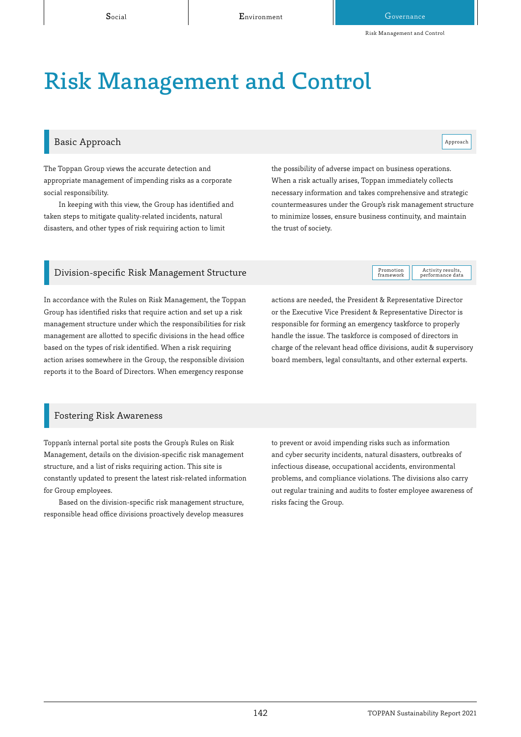# Risk Management and Control

## Basic Approach

Approach

The Toppan Group views the accurate detection and appropriate management of impending risks as a corporate social responsibility.

In keeping with this view, the Group has identified and taken steps to mitigate quality-related incidents, natural disasters, and other types of risk requiring action to limit the possibility of adverse impact on business operations. When a risk actually arises, Toppan immediately collects necessary information and takes comprehensive and strategic countermeasures under the Group's risk management structure to minimize losses, ensure business continuity, and maintain the trust of society.

## Division-specific Risk Management Structure

Promotion framework | Activity results, performance data

In accordance with the Rules on Risk Management, the Toppan Group has identified risks that require action and set up a risk management structure under which the responsibilities for risk management are allotted to specific divisions in the head office based on the types of risk identified. When a risk requiring action arises somewhere in the Group, the responsible division reports it to the Board of Directors. When emergency response actions are needed, the President & Representative Director or the Executive Vice President & Representative Director is responsible for forming an emergency taskforce to properly handle the issue. The taskforce is composed of directors in charge of the relevant head office divisions, audit & supervisory board members, legal consultants, and other external experts.

## Fostering Risk Awareness

Toppan's internal portal site posts the Group's Rules on Risk Management, details on the division-specific risk management structure, and a list of risks requiring action. This site is constantly updated to present the latest risk-related information for Group employees.

Based on the division-specific risk management structure, responsible head office divisions proactively develop measures to prevent or avoid impending risks such as information and cyber security incidents, natural disasters, outbreaks of infectious disease, occupational accidents, environmental problems, and compliance violations. The divisions also carry out regular training and audits to foster employee awareness of risks facing the Group.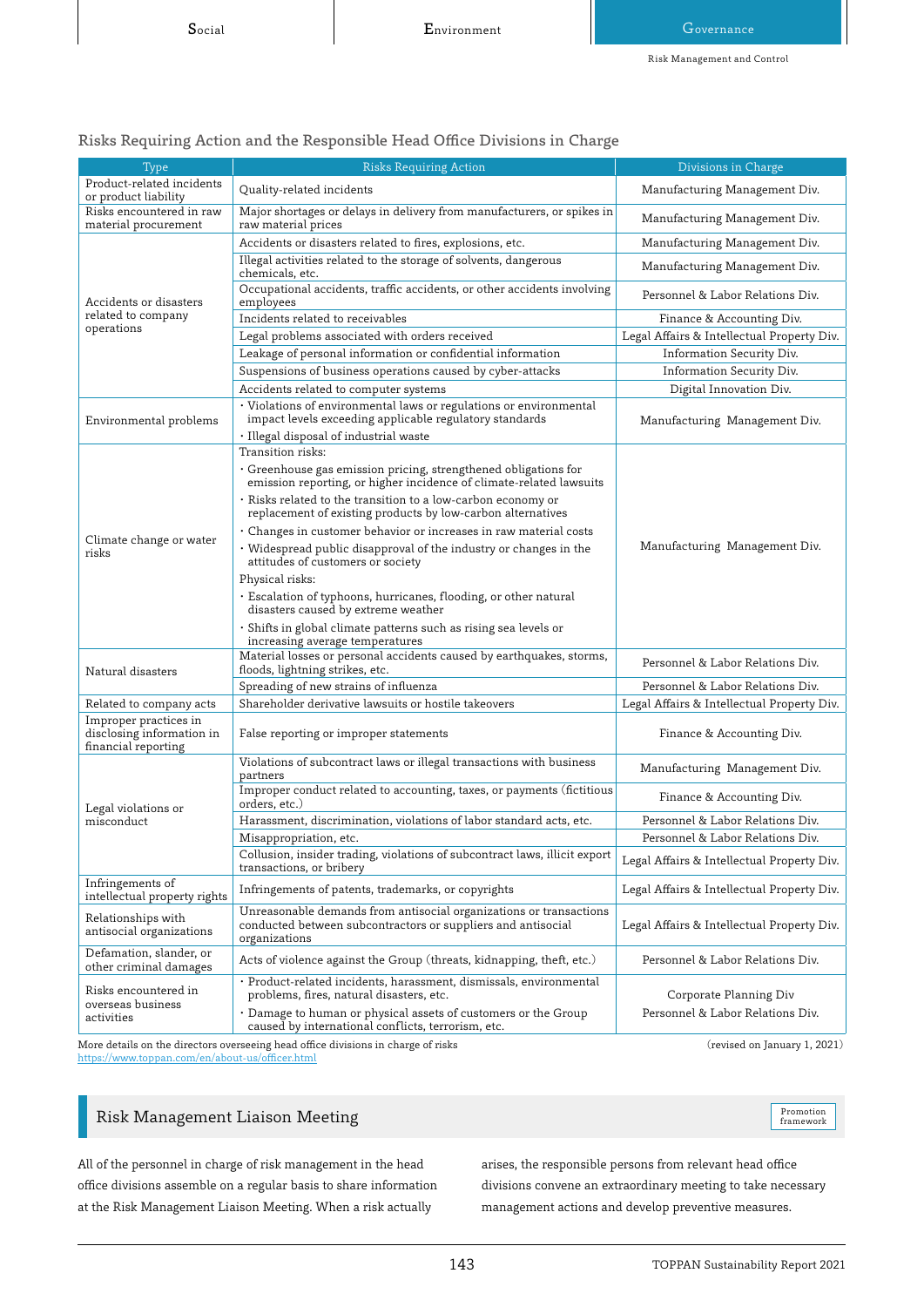## Risks Requiring Action and the Responsible Head Office Divisions in Charge

| Type | Risks Requiring Action | Divisions in Charge |
|---|---|---|
| Product-related incidents or product liability | Quality-related incidents | Manufacturing Management Div. |
| Risks encountered in raw material procurement | Major shortages or delays in delivery from manufacturers, or spikes in raw material prices | Manufacturing Management Div. |
| Accidents or disasters related to company operations | Accidents or disasters related to fires, explosions, etc. | Manufacturing Management Div. |
| | Illegal activities related to the storage of solvents, dangerous chemicals, etc. | Manufacturing Management Div. |
| | Occupational accidents, traffic accidents, or other accidents involving employees | Personnel & Labor Relations Div. |
| | Incidents related to receivables | Finance & Accounting Div. |
| | Legal problems associated with orders received | Legal Affairs & Intellectual Property Div. |
| | Leakage of personal information or confidential information | Information Security Div. |
| | Suspensions of business operations caused by cyber-attacks | Information Security Div. |
| | Accidents related to computer systems | Digital Innovation Div. |
| Environmental problems | · Violations of environmental laws or regulations or environmental impact levels exceeding applicable regulatory standards<br>· Illegal disposal of industrial waste | Manufacturing Management Div. |
| Climate change or water risks | Transition risks:<br>· Greenhouse gas emission pricing, strengthened obligations for emission reporting, or higher incidence of climate-related lawsuits<br>· Risks related to the transition to a low-carbon economy or replacement of existing products by low-carbon alternatives<br>· Changes in customer behavior or increases in raw material costs<br>· Widespread public disapproval of the industry or changes in the attitudes of customers or society<br>Physical risks:<br>· Escalation of typhoons, hurricanes, flooding, or other natural disasters caused by extreme weather<br>· Shifts in global climate patterns such as rising sea levels or increasing average temperatures | Manufacturing Management Div. |
| Natural disasters | Material losses or personal accidents caused by earthquakes, storms, floods, lightning strikes, etc. | Personnel & Labor Relations Div. |
| | Spreading of new strains of influenza | Personnel & Labor Relations Div. |
| Related to company acts | Shareholder derivative lawsuits or hostile takeovers | Legal Affairs & Intellectual Property Div. |
| Improper practices in disclosing information in financial reporting | False reporting or improper statements | Finance & Accounting Div. |
| Legal violations or misconduct | Violations of subcontract laws or illegal transactions with business partners | Manufacturing Management Div. |
| | Improper conduct related to accounting, taxes, or payments (fictitious orders, etc.) | Finance & Accounting Div. |
| | Harassment, discrimination, violations of labor standard acts, etc. | Personnel & Labor Relations Div. |
| | Misappropriation, etc. | Personnel & Labor Relations Div. |
| | Collusion, insider trading, violations of subcontract laws, illicit export transactions, or bribery | Legal Affairs & Intellectual Property Div. |
| Infringements of intellectual property rights | Infringements of patents, trademarks, or copyrights | Legal Affairs & Intellectual Property Div. |
| Relationships with antisocial organizations | Unreasonable demands from antisocial organizations or transactions conducted between subcontractors or suppliers and antisocial organizations | Legal Affairs & Intellectual Property Div. |
| Defamation, slander, or other criminal damages | Acts of violence against the Group (threats, kidnapping, theft, etc.) | Personnel & Labor Relations Div. |
| Risks encountered in overseas business activities | · Product-related incidents, harassment, dismissals, environmental problems, fires, natural disasters, etc.<br>· Damage to human or physical assets of customers or the Group caused by international conflicts, terrorism, etc. | Corporate Planning Div<br>Personnel & Labor Relations Div. |

More details on the directors overseeing head office divisions in charge of risks
https://www.toppan.com/en/about-us/officer.html

(revised on January 1, 2021)

## Risk Management Liaison Meeting

Promotion framework

All of the personnel in charge of risk management in the head office divisions assemble on a regular basis to share information at the Risk Management Liaison Meeting. When a risk actually arises, the responsible persons from relevant head office divisions convene an extraordinary meeting to take necessary management actions and develop preventive measures.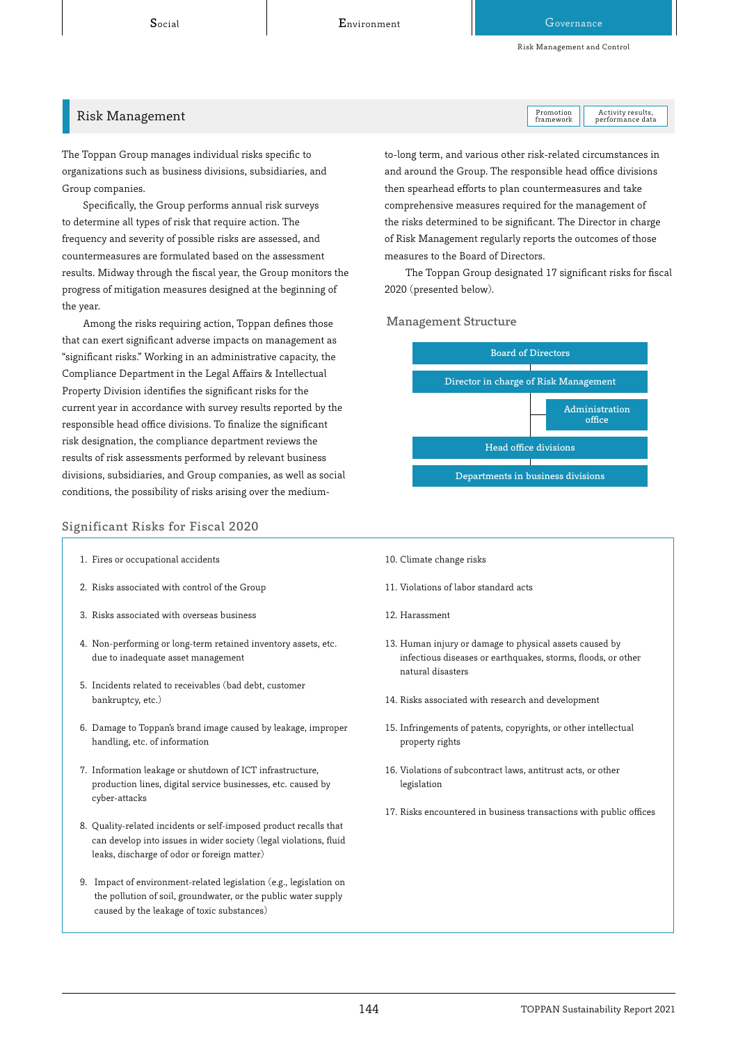## Risk Management

Promotion framework | Activity results, performance data

The Toppan Group manages individual risks specific to organizations such as business divisions, subsidiaries, and Group companies.

Specifically, the Group performs annual risk surveys to determine all types of risk that require action. The frequency and severity of possible risks are assessed, and countermeasures are formulated based on the assessment results. Midway through the fiscal year, the Group monitors the progress of mitigation measures designed at the beginning of the year.

Among the risks requiring action, Toppan defines those that can exert significant adverse impacts on management as "significant risks." Working in an administrative capacity, the Compliance Department in the Legal Affairs & Intellectual Property Division identifies the significant risks for the current year in accordance with survey results reported by the responsible head office divisions. To finalize the significant risk designation, the compliance department reviews the results of risk assessments performed by relevant business divisions, subsidiaries, and Group companies, as well as social conditions, the possibility of risks arising over the medium-to-long term, and various other risk-related circumstances in and around the Group. The responsible head office divisions then spearhead efforts to plan countermeasures and take comprehensive measures required for the management of the risks determined to be significant. The Director in charge of Risk Management regularly reports the outcomes of those measures to the Board of Directors.

The Toppan Group designated 17 significant risks for fiscal 2020 (presented below).

### Management Structure

- Board of Directors
- Director in charge of Risk Management
  - Administration office
- Head office divisions
- Departments in business divisions

### Significant Risks for Fiscal 2020

1. Fires or occupational accidents
2. Risks associated with control of the Group
3. Risks associated with overseas business
4. Non-performing or long-term retained inventory assets, etc. due to inadequate asset management
5. Incidents related to receivables (bad debt, customer bankruptcy, etc.)
6. Damage to Toppan's brand image caused by leakage, improper handling, etc. of information
7. Information leakage or shutdown of ICT infrastructure, production lines, digital service businesses, etc. caused by cyber-attacks
8. Quality-related incidents or self-imposed product recalls that can develop into issues in wider society (legal violations, fluid leaks, discharge of odor or foreign matter)
9. Impact of environment-related legislation (e.g., legislation on the pollution of soil, groundwater, or the public water supply caused by the leakage of toxic substances)
10. Climate change risks
11. Violations of labor standard acts
12. Harassment
13. Human injury or damage to physical assets caused by infectious diseases or earthquakes, storms, floods, or other natural disasters
14. Risks associated with research and development
15. Infringements of patents, copyrights, or other intellectual property rights
16. Violations of subcontract laws, antitrust acts, or other legislation
17. Risks encountered in business transactions with public offices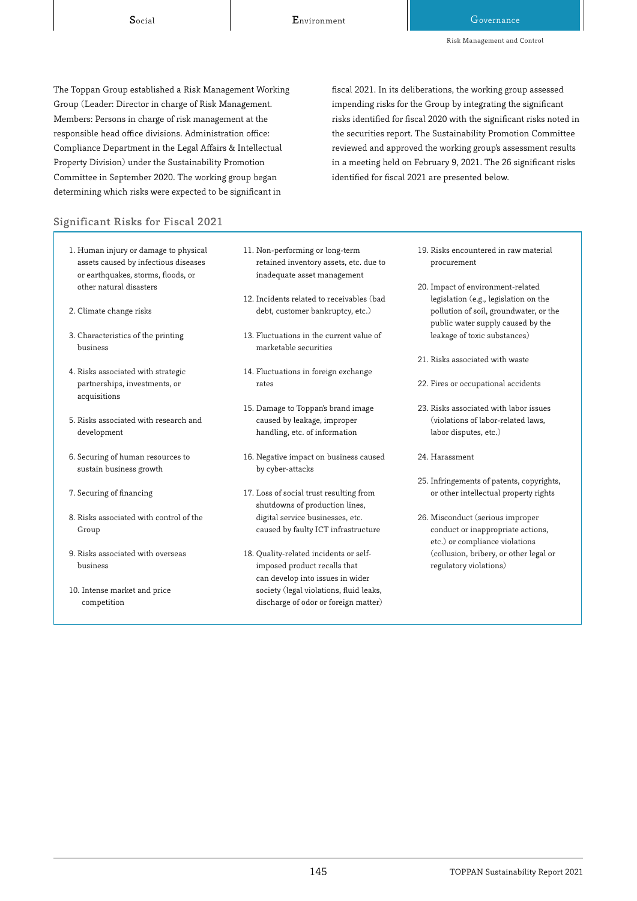The Toppan Group established a Risk Management Working Group (Leader: Director in charge of Risk Management. Members: Persons in charge of risk management at the responsible head office divisions. Administration office: Compliance Department in the Legal Affairs & Intellectual Property Division) under the Sustainability Promotion Committee in September 2020. The working group began determining which risks were expected to be significant in fiscal 2021. In its deliberations, the working group assessed impending risks for the Group by integrating the significant risks identified for fiscal 2020 with the significant risks noted in the securities report. The Sustainability Promotion Committee reviewed and approved the working group's assessment results in a meeting held on February 9, 2021. The 26 significant risks identified for fiscal 2021 are presented below.

## Significant Risks for Fiscal 2021

1. Human injury or damage to physical assets caused by infectious diseases or earthquakes, storms, floods, or other natural disasters
2. Climate change risks
3. Characteristics of the printing business
4. Risks associated with strategic partnerships, investments, or acquisitions
5. Risks associated with research and development
6. Securing of human resources to sustain business growth
7. Securing of financing
8. Risks associated with control of the Group
9. Risks associated with overseas business
10. Intense market and price competition
11. Non-performing or long-term retained inventory assets, etc. due to inadequate asset management
12. Incidents related to receivables (bad debt, customer bankruptcy, etc.)
13. Fluctuations in the current value of marketable securities
14. Fluctuations in foreign exchange rates
15. Damage to Toppan's brand image caused by leakage, improper handling, etc. of information
16. Negative impact on business caused by cyber-attacks
17. Loss of social trust resulting from shutdowns of production lines, digital service businesses, etc. caused by faulty ICT infrastructure
18. Quality-related incidents or self-imposed product recalls that can develop into issues in wider society (legal violations, fluid leaks, discharge of odor or foreign matter)
19. Risks encountered in raw material procurement
20. Impact of environment-related legislation (e.g., legislation on the pollution of soil, groundwater, or the public water supply caused by the leakage of toxic substances)
21. Risks associated with waste
22. Fires or occupational accidents
23. Risks associated with labor issues (violations of labor-related laws, labor disputes, etc.)
24. Harassment
25. Infringements of patents, copyrights, or other intellectual property rights
26. Misconduct (serious improper conduct or inappropriate actions, etc.) or compliance violations (collusion, bribery, or other legal or regulatory violations)